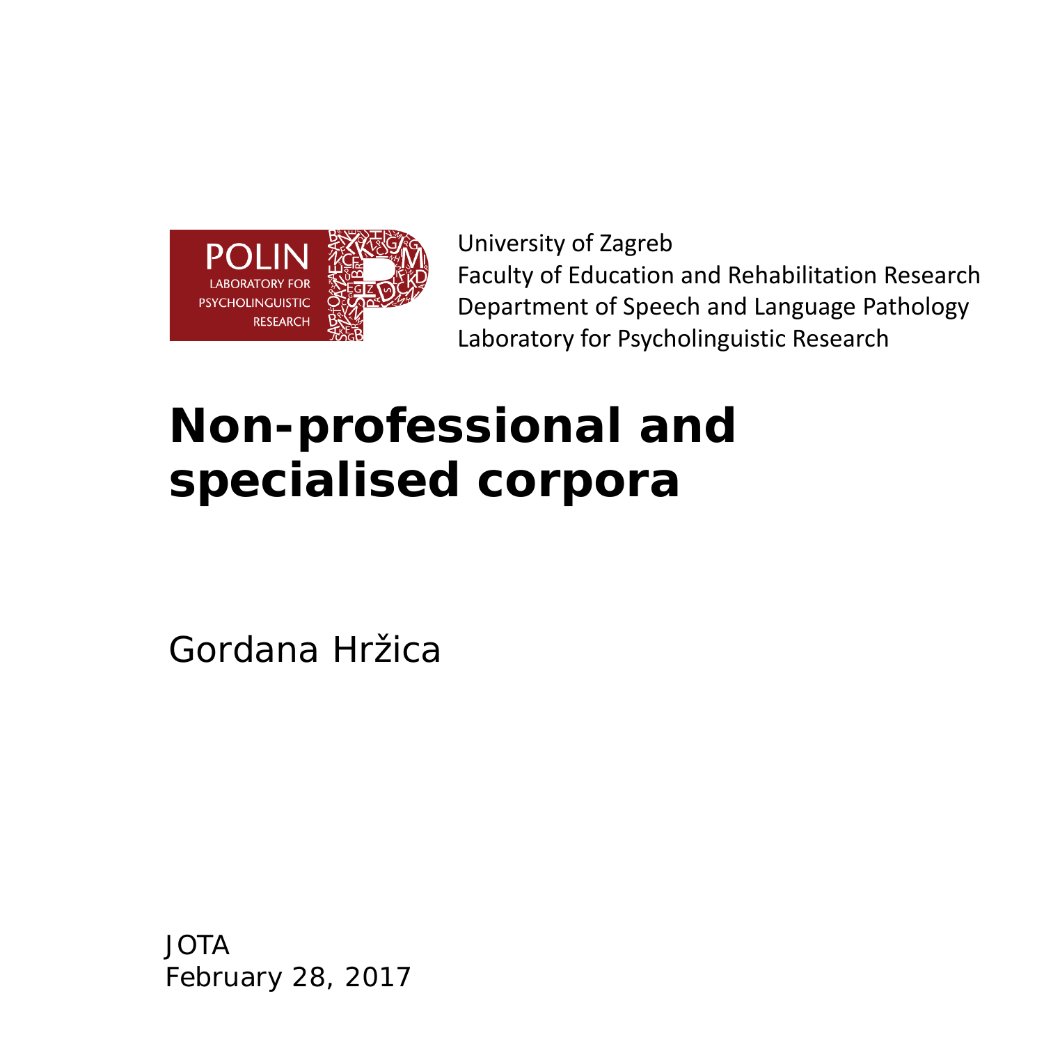POLIN
LABORATORY FOR
PSYCHOLINGUISTIC
RESEARCH

University of Zagreb
Faculty of Education and Rehabilitation Research
Department of Speech and Language Pathology
Laboratory for Psycholinguistic Research

# Non-professional and specialised corpora

Gordana Hržica

JOTA
February 28, 2017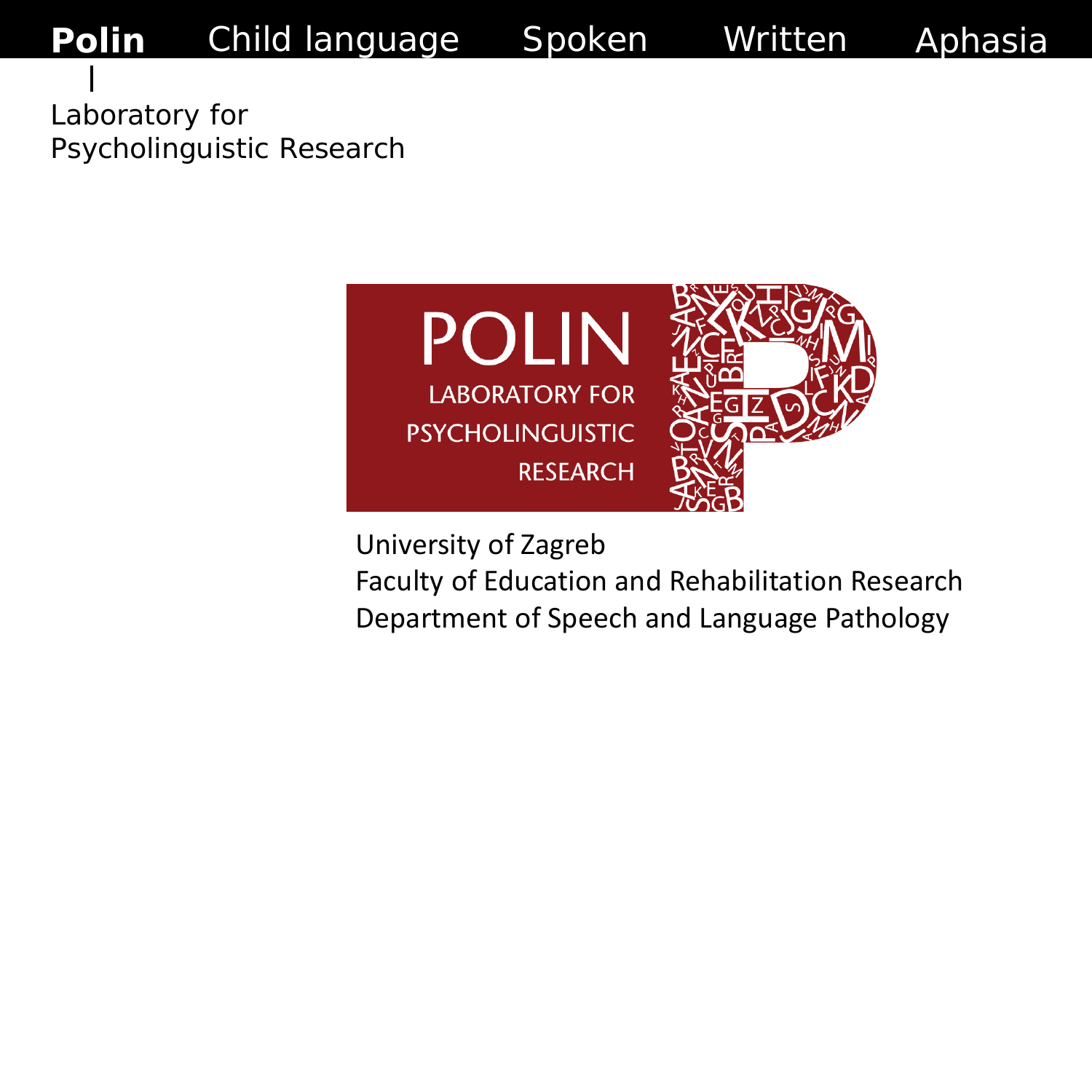**Polin** | Child language | Spoken | Written | Aphasia

Laboratory for
Psycholinguistic Research

POLIN
LABORATORY FOR
PSYCHOLINGUISTIC
RESEARCH

University of Zagreb
Faculty of Education and Rehabilitation Research
Department of Speech and Language Pathology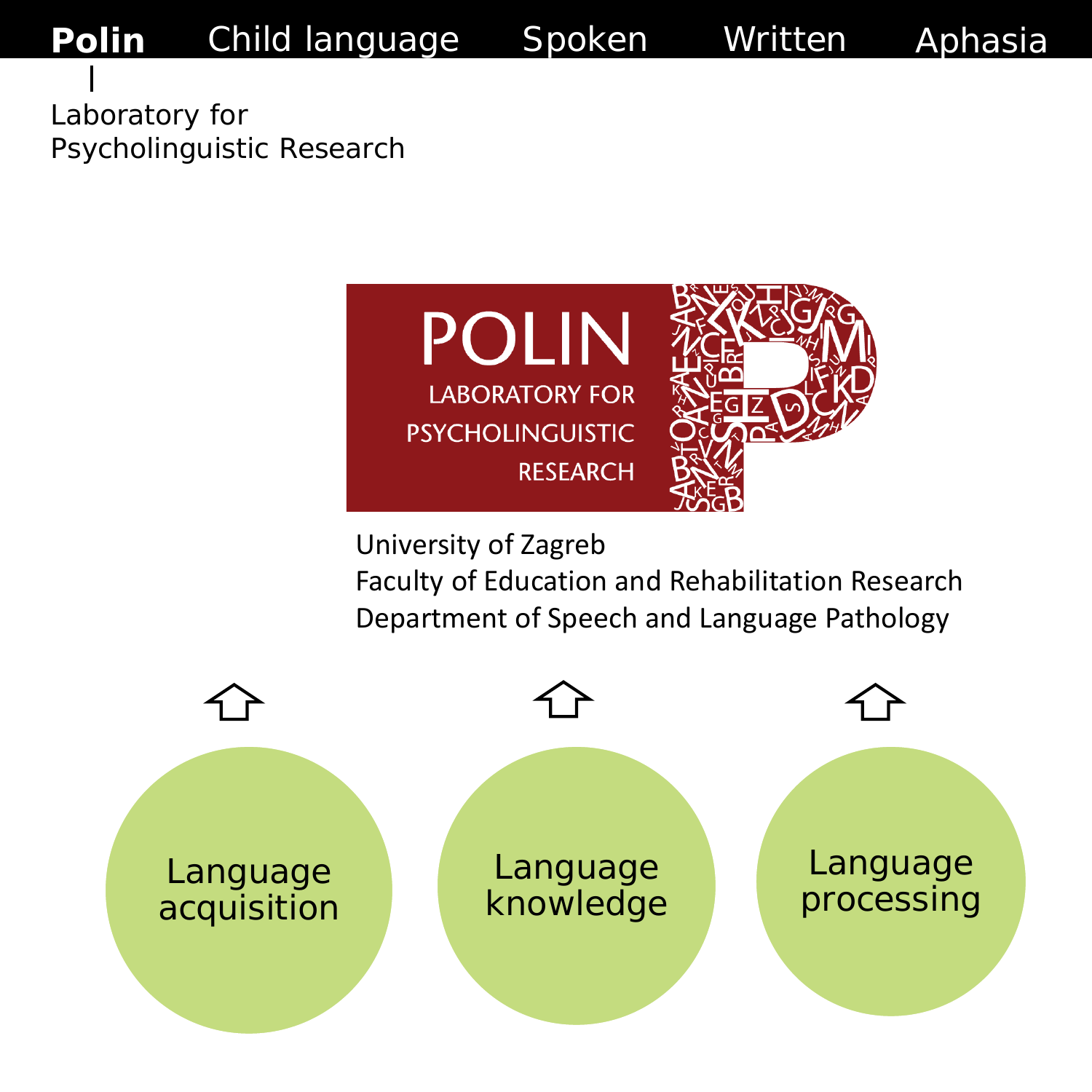**Polin** | Child language | Spoken | Written | Aphasia

Laboratory for Psycholinguistic Research

POLIN
LABORATORY FOR PSYCHOLINGUISTIC RESEARCH

University of Zagreb
Faculty of Education and Rehabilitation Research
Department of Speech and Language Pathology

Language acquisition

Language knowledge

Language processing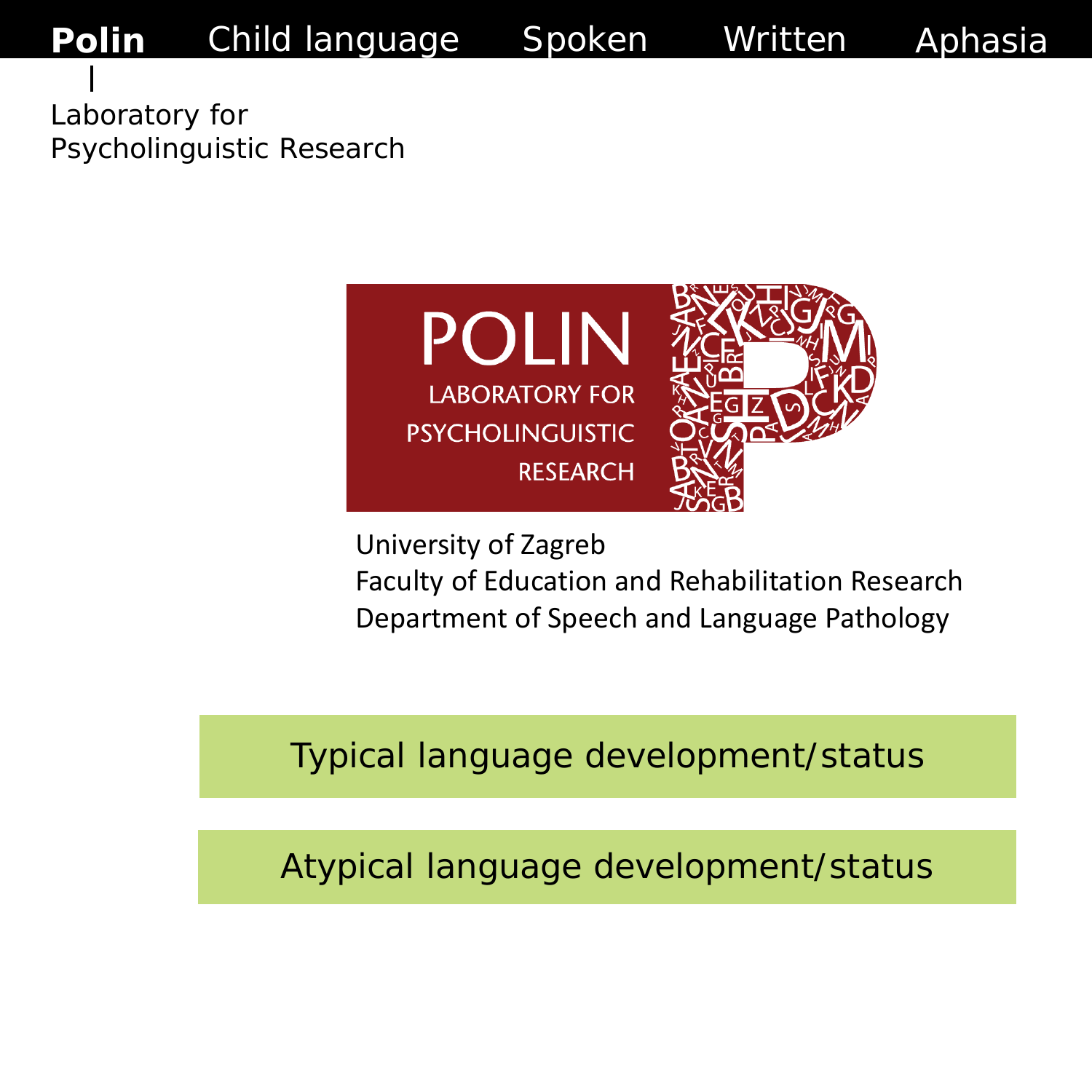**Polin** Child language Spoken Written Aphasia

Laboratory for
Psycholinguistic Research

POLIN
LABORATORY FOR
PSYCHOLINGUISTIC
RESEARCH

University of Zagreb
Faculty of Education and Rehabilitation Research
Department of Speech and Language Pathology

Typical language development/status

Atypical language development/status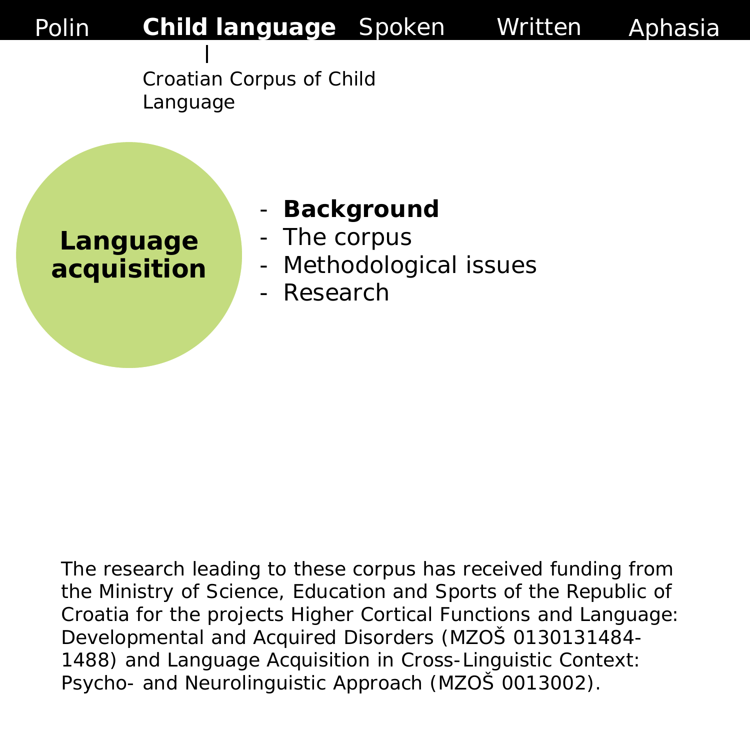Polin **Child language** Spoken Written Aphasia

Croatian Corpus of Child Language

**Language acquisition**

- **Background**
- The corpus
- Methodological issues
- Research

The research leading to these corpus has received funding from the Ministry of Science, Education and Sports of the Republic of Croatia for the projects Higher Cortical Functions and Language: Developmental and Acquired Disorders (MZOŠ 0130131484-1488) and Language Acquisition in Cross-Linguistic Context: Psycho- and Neurolinguistic Approach (MZOŠ 0013002).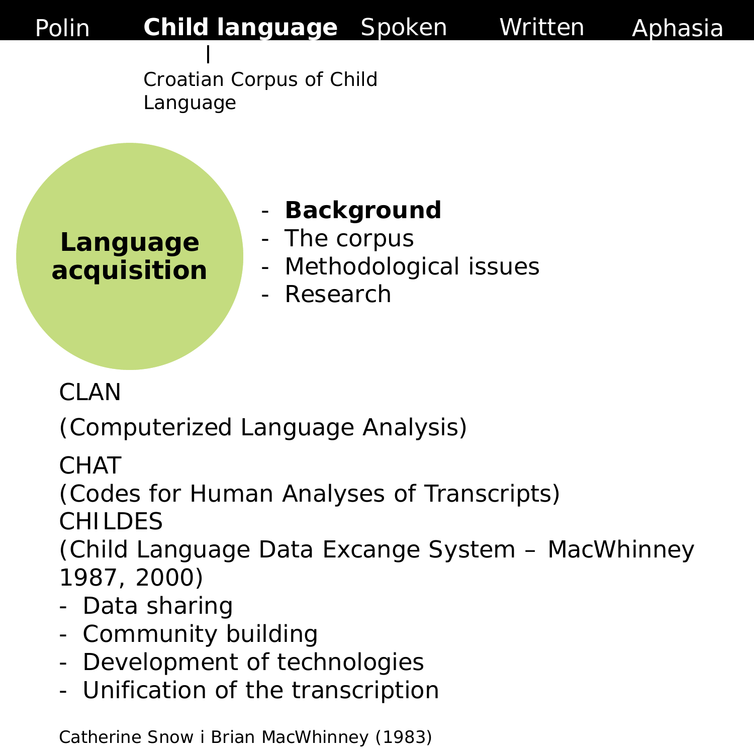Polin **Child language** Spoken Written Aphasia

Croatian Corpus of Child Language

**Language acquisition**

- **Background**
- The corpus
- Methodological issues
- Research

CLAN

(Computerized Language Analysis)

CHAT
(Codes for Human Analyses of Transcripts)
CHILDES
(Child Language Data Excange System – MacWhinney 1987, 2000)
- Data sharing
- Community building
- Development of technologies
- Unification of the transcription

Catherine Snow i Brian MacWhinney (1983)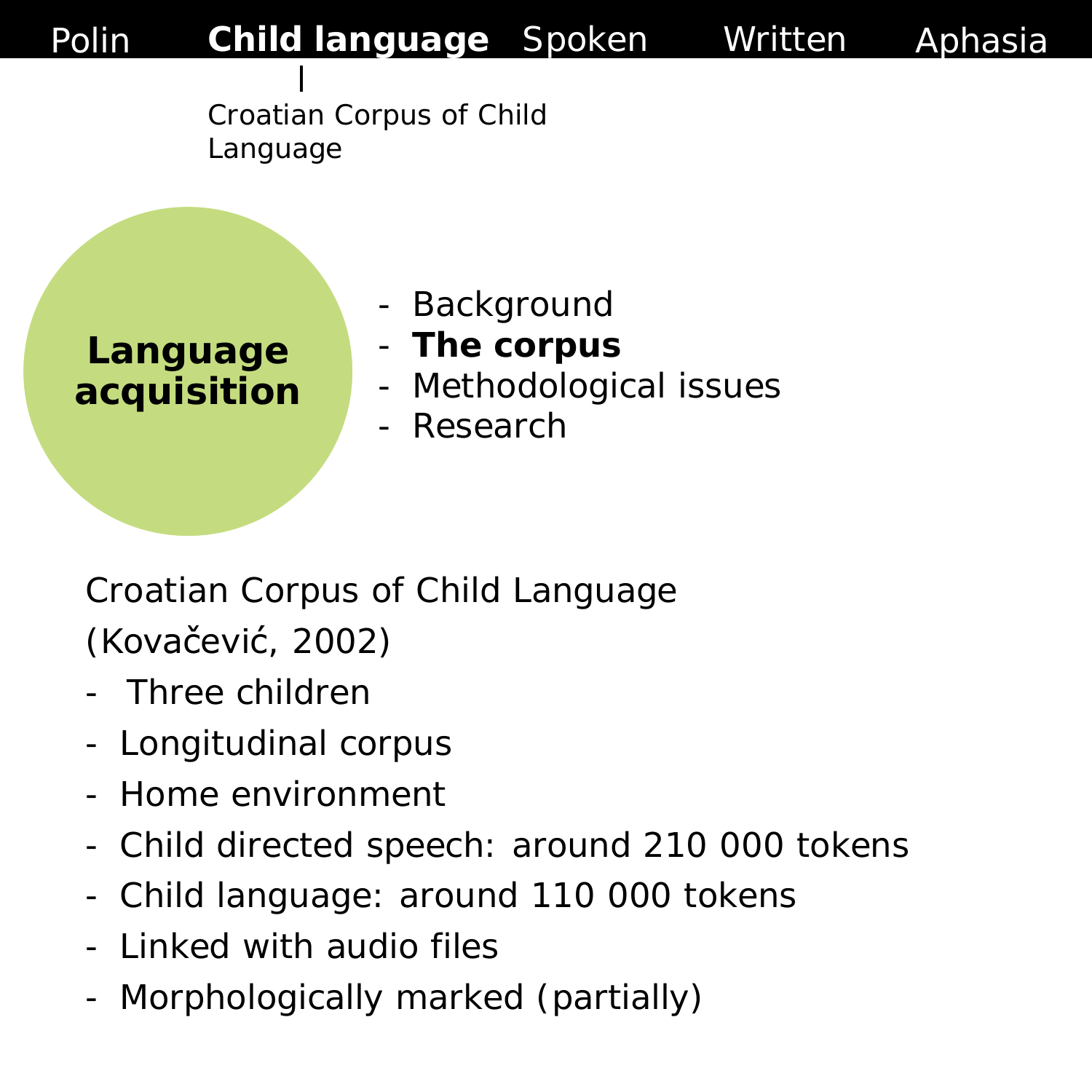Polin **Child language** Spoken Written Aphasia

Croatian Corpus of Child Language

**Language acquisition**

- Background
- **The corpus**
- Methodological issues
- Research

Croatian Corpus of Child Language (Kovačević, 2002)

- Three children
- Longitudinal corpus
- Home environment
- Child directed speech: around 210 000 tokens
- Child language: around 110 000 tokens
- Linked with audio files
- Morphologically marked (partially)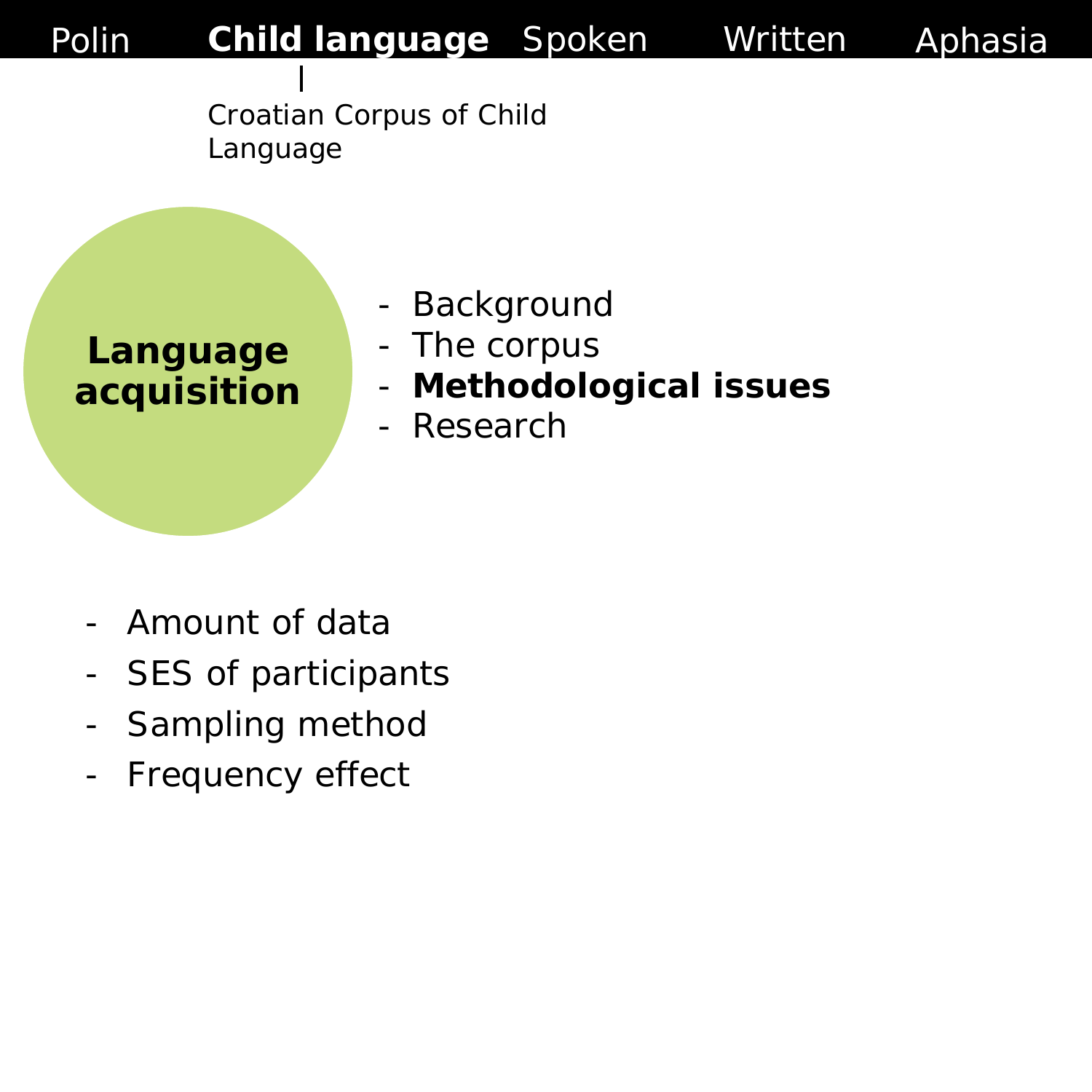Polin | **Child language** | Spoken | Written | Aphasia

Croatian Corpus of Child Language

**Language acquisition**

- Background
- The corpus
- **Methodological issues**
- Research

- Amount of data
- SES of participants
- Sampling method
- Frequency effect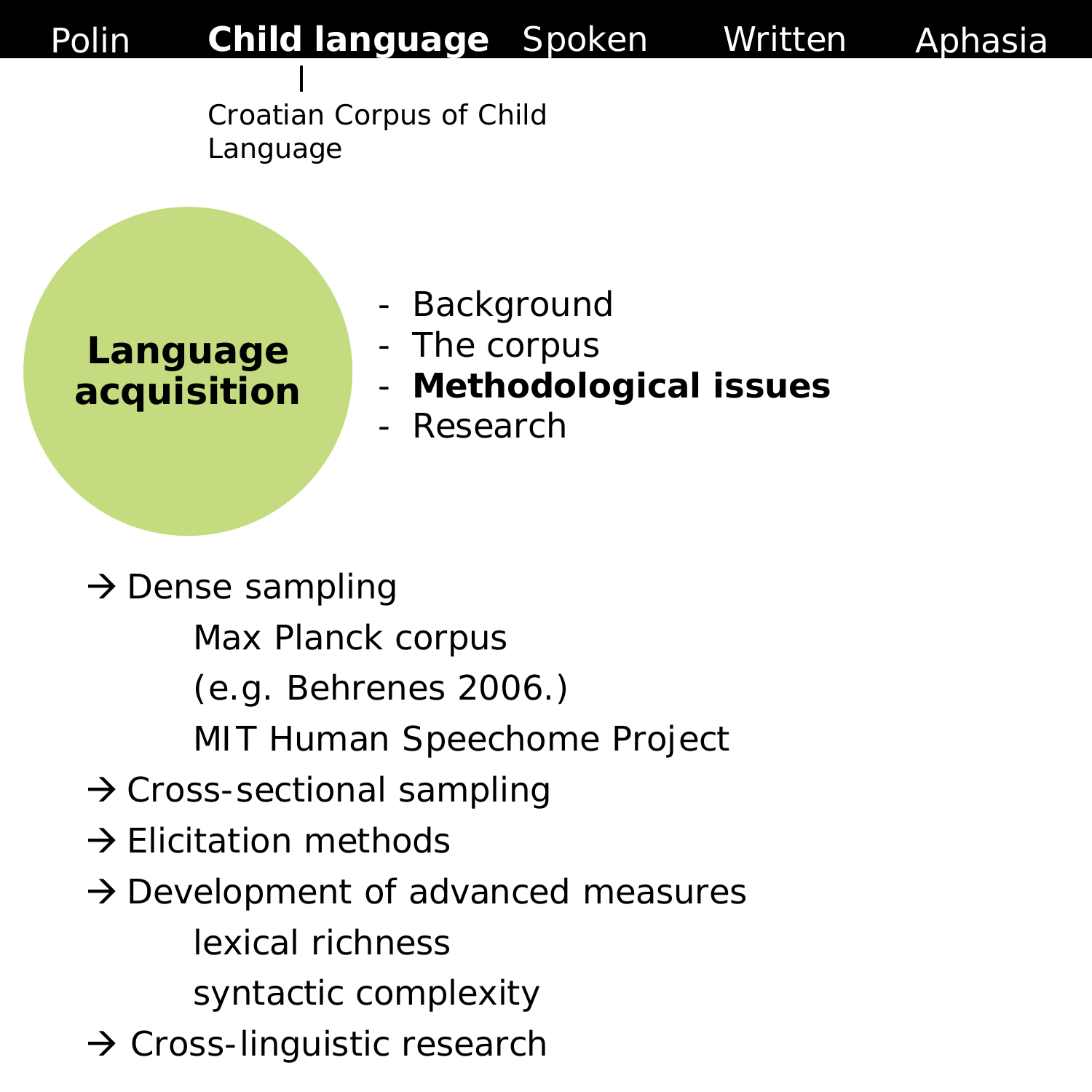Polin **Child language** Spoken Written Aphasia

Croatian Corpus of Child Language

**Language acquisition**

- Background
- The corpus
- **Methodological issues**
- Research

→ Dense sampling

Max Planck corpus

(e.g. Behrenes 2006.)

MIT Human Speechome Project

→ Cross-sectional sampling

→ Elicitation methods

→ Development of advanced measures

lexical richness

syntactic complexity

→ Cross-linguistic research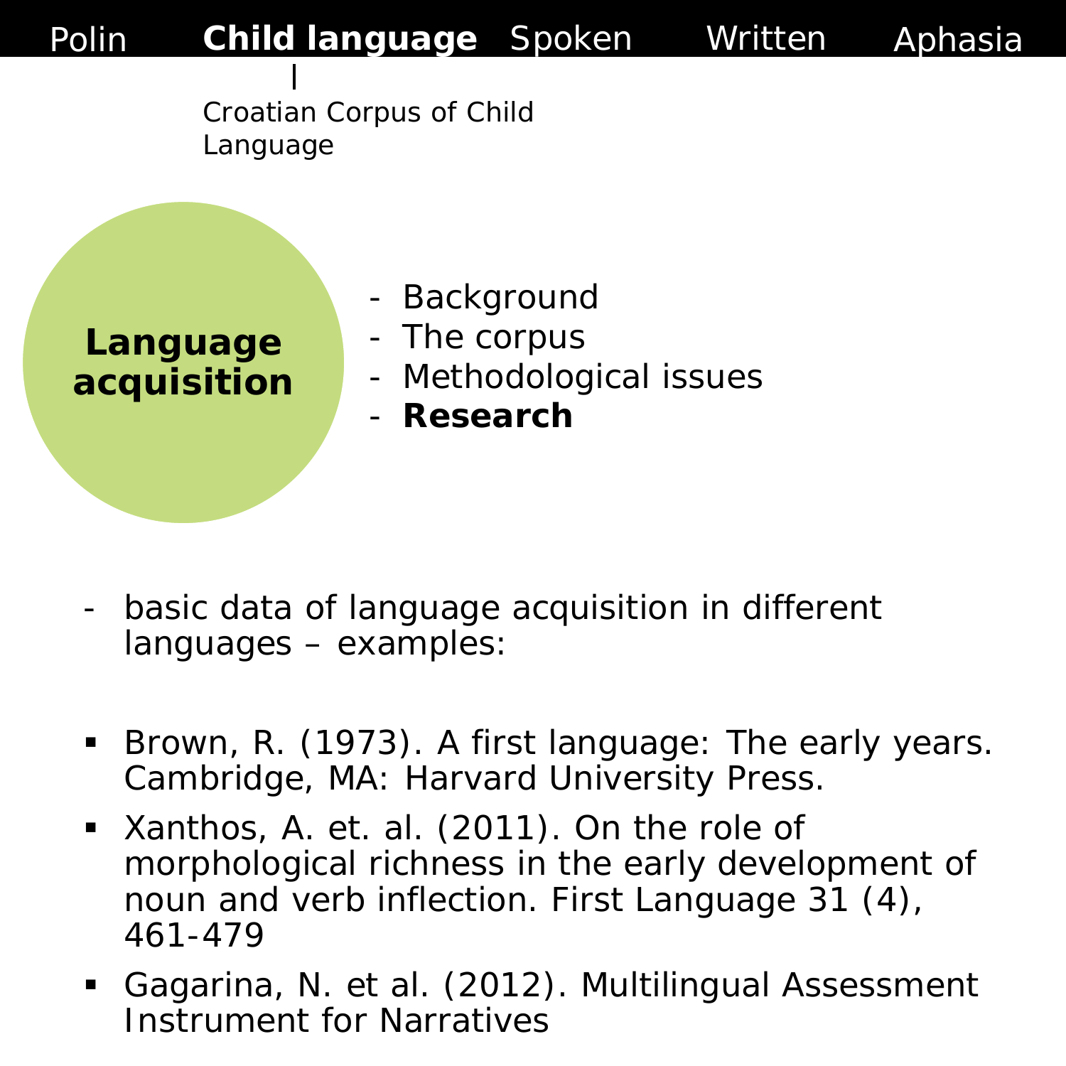Polin **Child language** Spoken Written Aphasia

Croatian Corpus of Child Language

**Language acquisition**

- Background
- The corpus
- Methodological issues
- **Research**

- basic data of language acquisition in different languages – examples:

- Brown, R. (1973). A first language: The early years. Cambridge, MA: Harvard University Press.
- Xanthos, A. et. al. (2011). On the role of morphological richness in the early development of noun and verb inflection. First Language 31 (4), 461-479
- Gagarina, N. et al. (2012). Multilingual Assessment Instrument for Narratives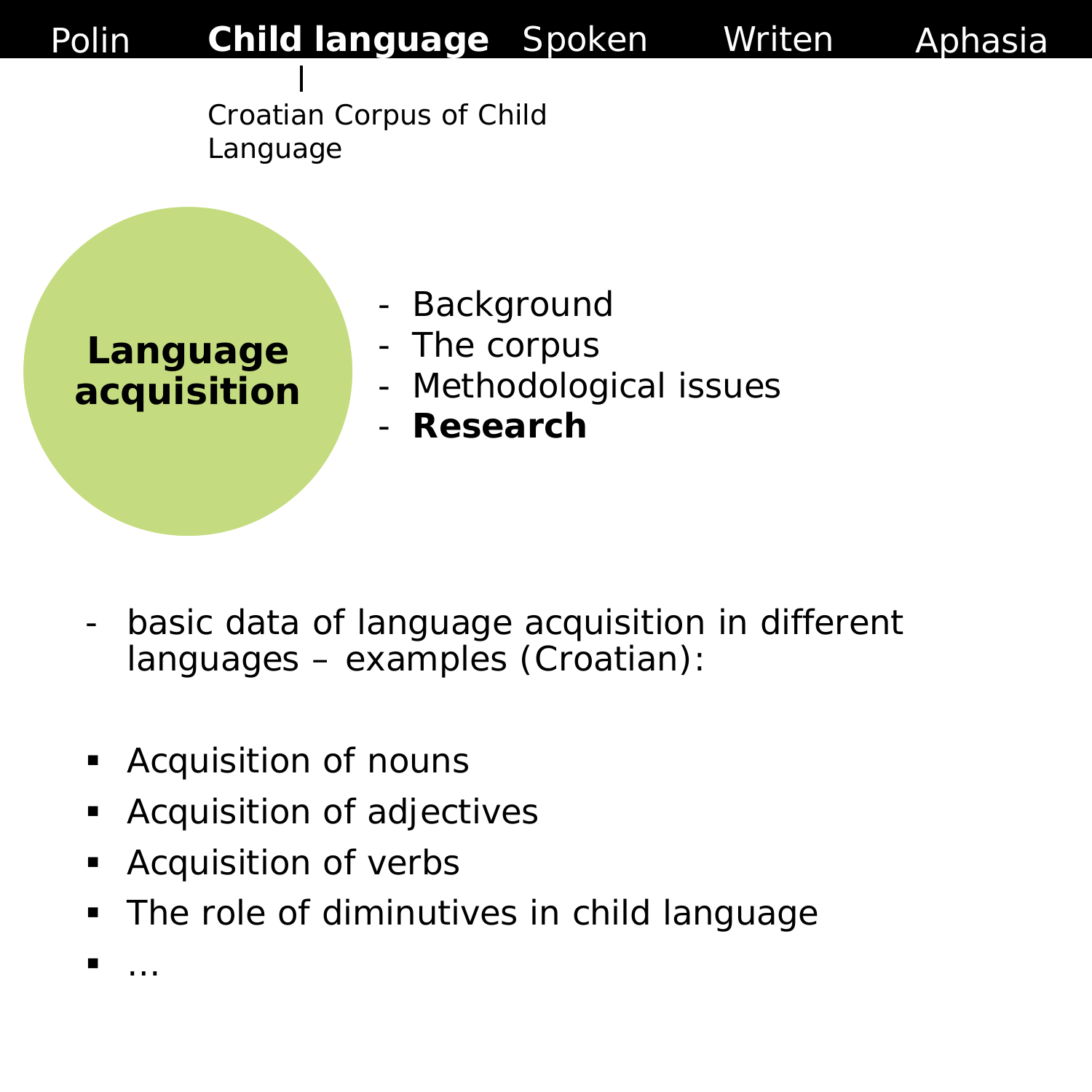Polin | **Child language** | Spoken | Writen | Aphasia

Croatian Corpus of Child Language

**Language acquisition**

- Background
- The corpus
- Methodological issues
- **Research**

- basic data of language acquisition in different languages – examples (Croatian):

- Acquisition of nouns
- Acquisition of adjectives
- Acquisition of verbs
- The role of diminutives in child language
- …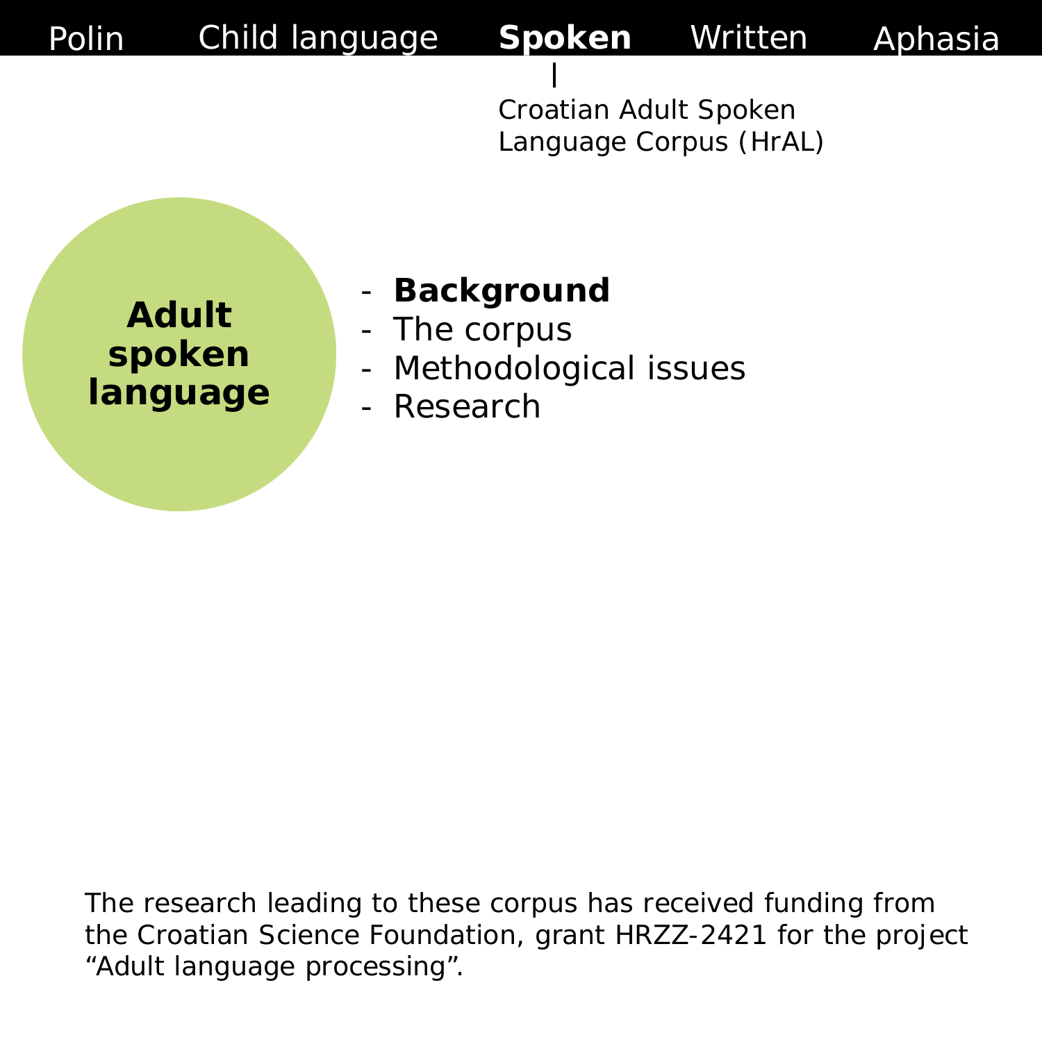Polin | Child language | **Spoken** | Written | Aphasia

Croatian Adult Spoken Language Corpus (HrAL)

**Adult spoken language**

- **Background**
- The corpus
- Methodological issues
- Research

The research leading to these corpus has received funding from the Croatian Science Foundation, grant HRZZ-2421 for the project “Adult language processing”.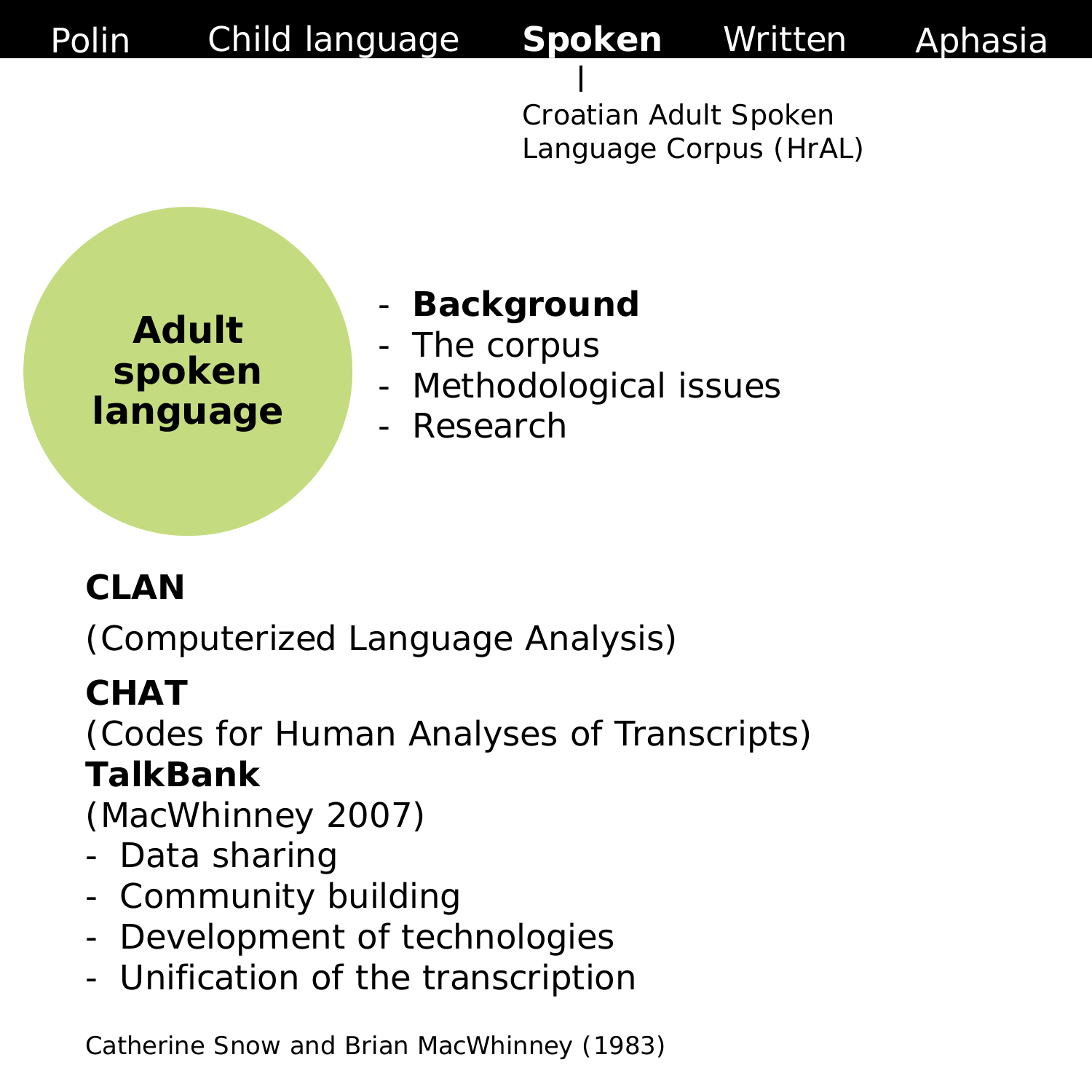Polin | Child language | **Spoken** | Written | Aphasia

Croatian Adult Spoken Language Corpus (HrAL)

**Adult spoken language**

- **Background**
- The corpus
- Methodological issues
- Research

**CLAN**

(Computerized Language Analysis)

**CHAT**

(Codes for Human Analyses of Transcripts)

**TalkBank**

(MacWhinney 2007)

- Data sharing
- Community building
- Development of technologies
- Unification of the transcription

Catherine Snow and Brian MacWhinney (1983)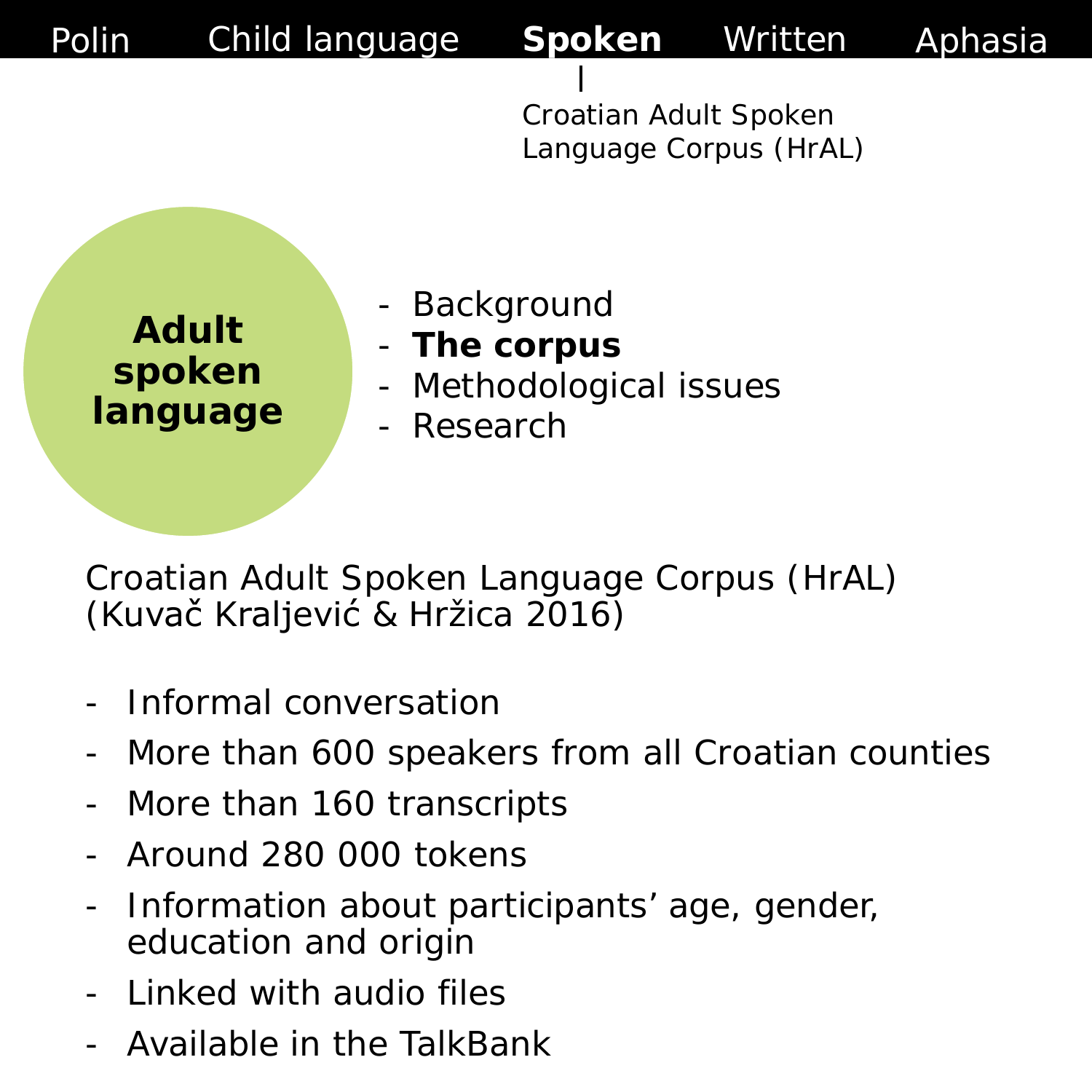Polin | Child language | **Spoken** | Written | Aphasia

Croatian Adult Spoken Language Corpus (HrAL)

**Adult spoken language**

- Background
- **The corpus**
- Methodological issues
- Research

Croatian Adult Spoken Language Corpus (HrAL)
(Kuvač Kraljević & Hržica 2016)

- Informal conversation
- More than 600 speakers from all Croatian counties
- More than 160 transcripts
- Around 280 000 tokens
- Information about participants’ age, gender, education and origin
- Linked with audio files
- Available in the TalkBank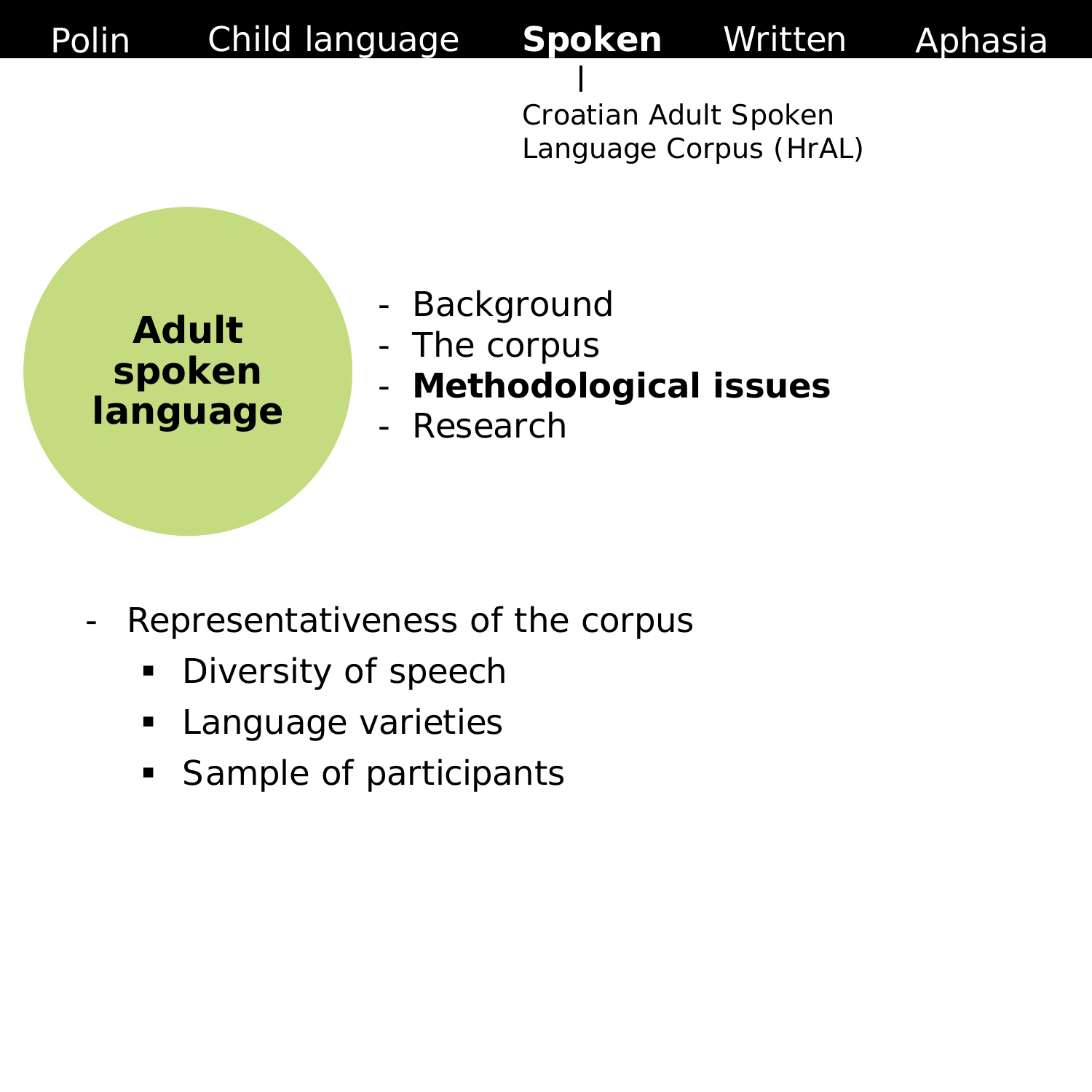Polin | Child language | **Spoken** | Written | Aphasia

Croatian Adult Spoken Language Corpus (HrAL)

**Adult spoken language**

- Background
- The corpus
- **Methodological issues**
- Research

- Representativeness of the corpus
  - Diversity of speech
  - Language varieties
  - Sample of participants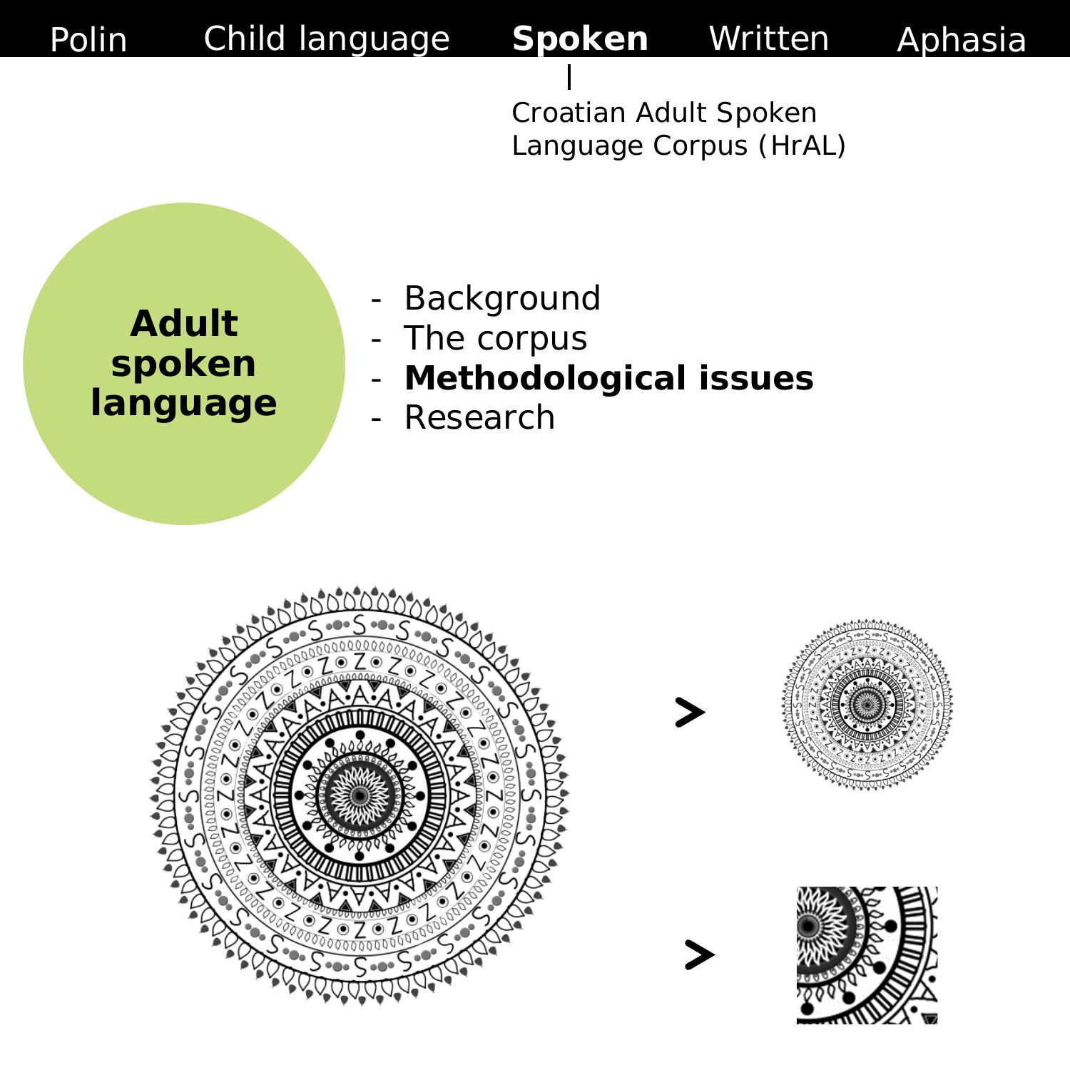Polin | Child language | **Spoken** | Written | Aphasia

Croatian Adult Spoken Language Corpus (HrAL)

**Adult spoken language**

- Background
- The corpus
- **Methodological issues**
- Research

>

>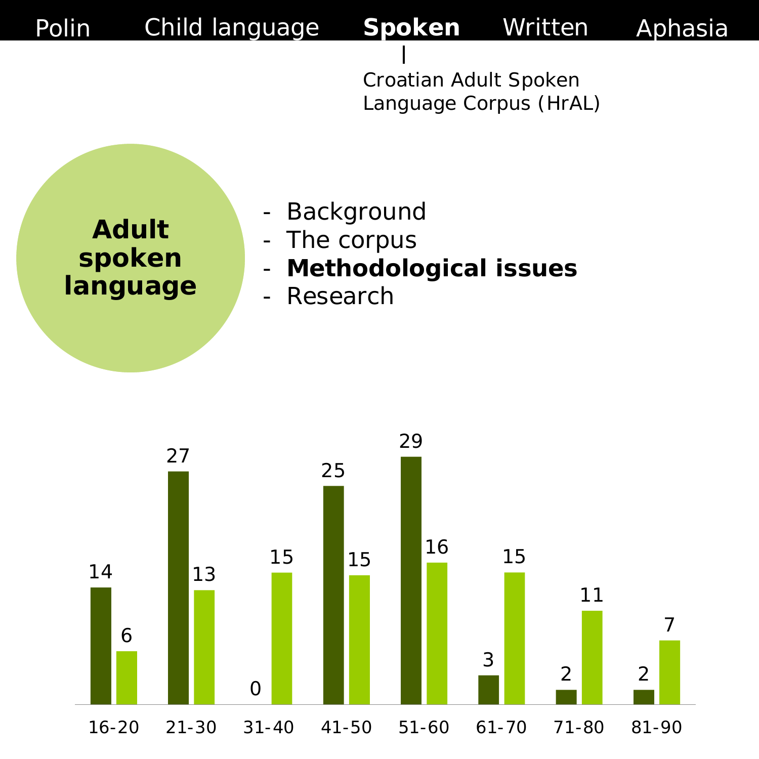Polin | Child language | **Spoken** | Written | Aphasia

Croatian Adult Spoken Language Corpus (HrAL)

**Adult spoken language**

- Background
- The corpus
- **Methodological issues**
- Research

| Age group | Dark bars | Light bars |
|---|---|---|
| 16-20 | 14 | 6 |
| 21-30 | 27 | 13 |
| 31-40 | 0 | 15 |
| 41-50 | 25 | 15 |
| 51-60 | 29 | 16 |
| 61-70 | 3 | 15 |
| 71-80 | 2 | 11 |
| 81-90 | 2 | 7 |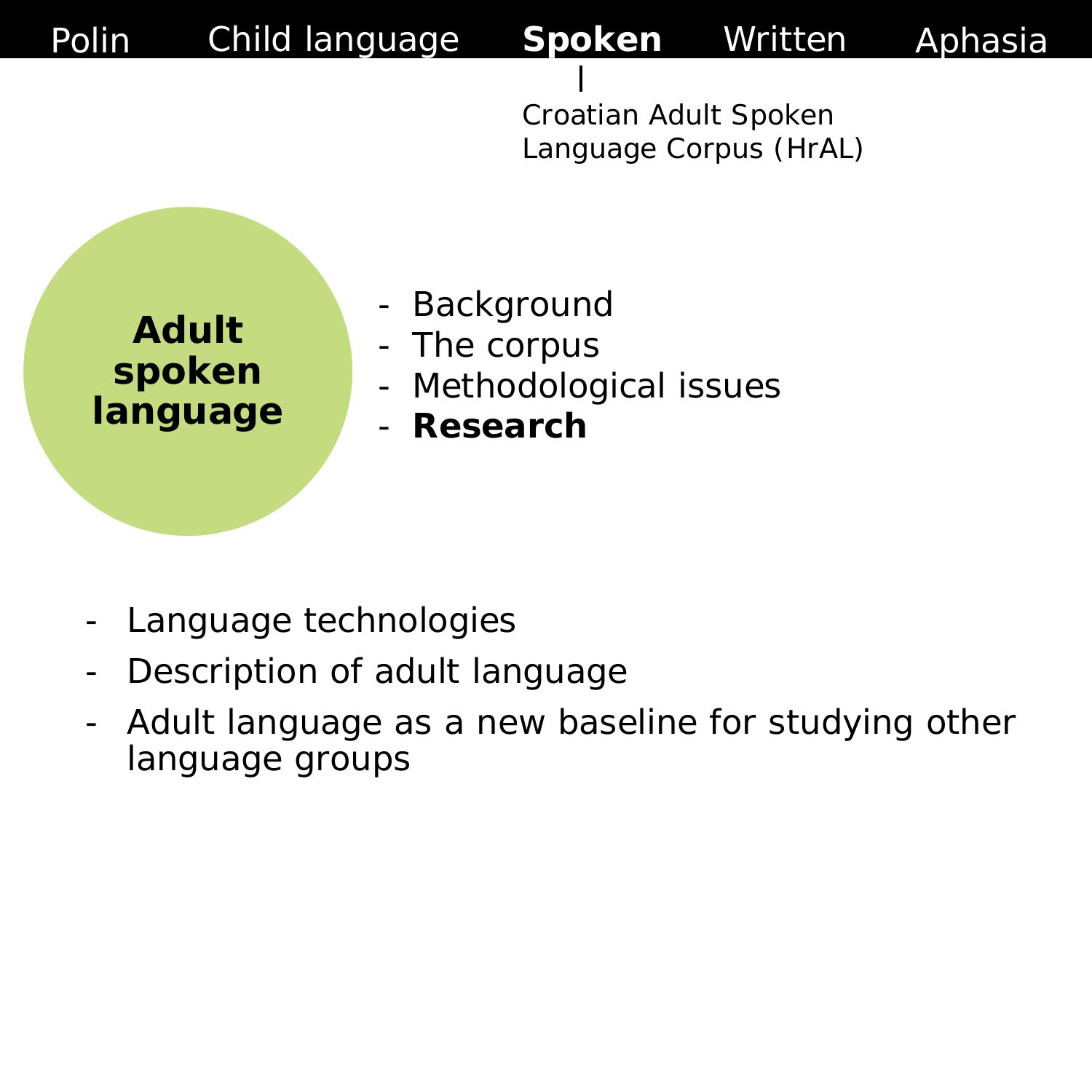Polin | Child language | **Spoken** | Written | Aphasia

Croatian Adult Spoken Language Corpus (HrAL)

**Adult spoken language**

- Background
- The corpus
- Methodological issues
- **Research**

- Language technologies
- Description of adult language
- Adult language as a new baseline for studying other language groups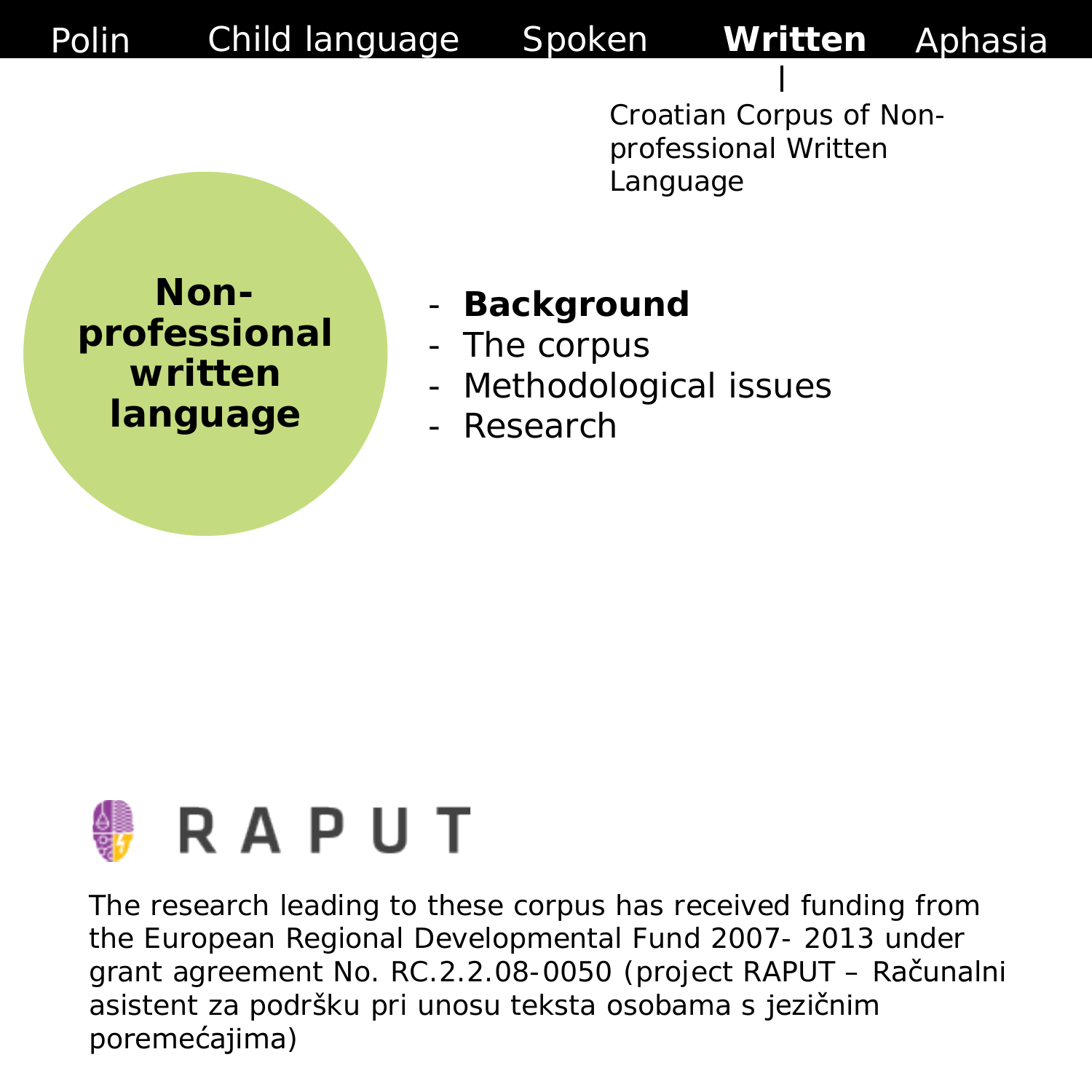Polin | Child language | Spoken | **Written** | Aphasia

Croatian Corpus of Non-professional Written Language

**Non-professional written language**

- **Background**
- The corpus
- Methodological issues
- Research

RAPUT

The research leading to these corpus has received funding from the European Regional Developmental Fund 2007- 2013 under grant agreement No. RC.2.2.08-0050 (project RAPUT – Računalni asistent za podršku pri unosu teksta osobama s jezičnim poremećajima)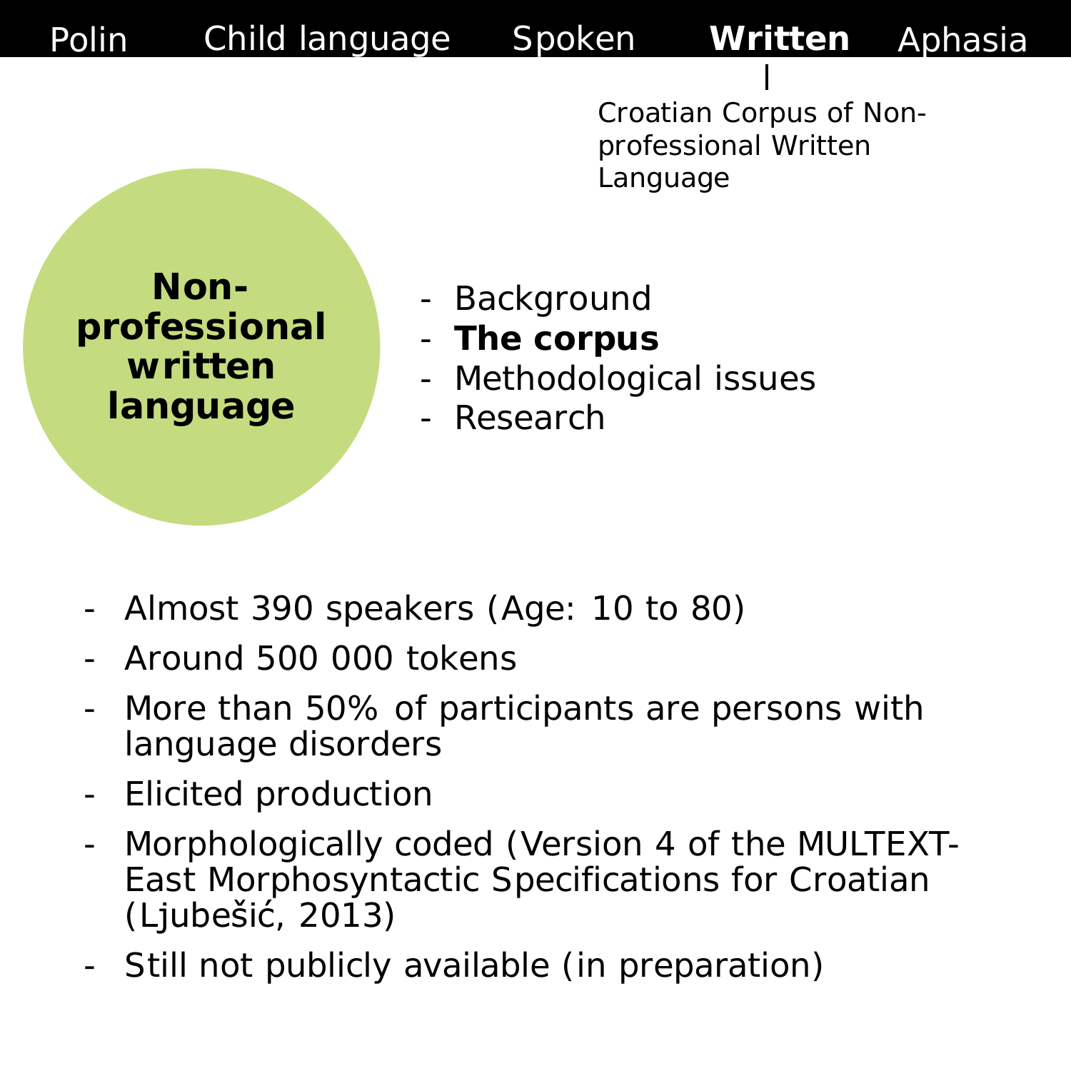Polin | Child language | Spoken | **Written** | Aphasia

Croatian Corpus of Non-professional Written Language

# Non-professional written language

- Background
- **The corpus**
- Methodological issues
- Research

- Almost 390 speakers (Age: 10 to 80)
- Around 500 000 tokens
- More than 50% of participants are persons with language disorders
- Elicited production
- Morphologically coded (Version 4 of the MULTEXT-East Morphosyntactic Specifications for Croatian (Ljubešić, 2013)
- Still not publicly available (in preparation)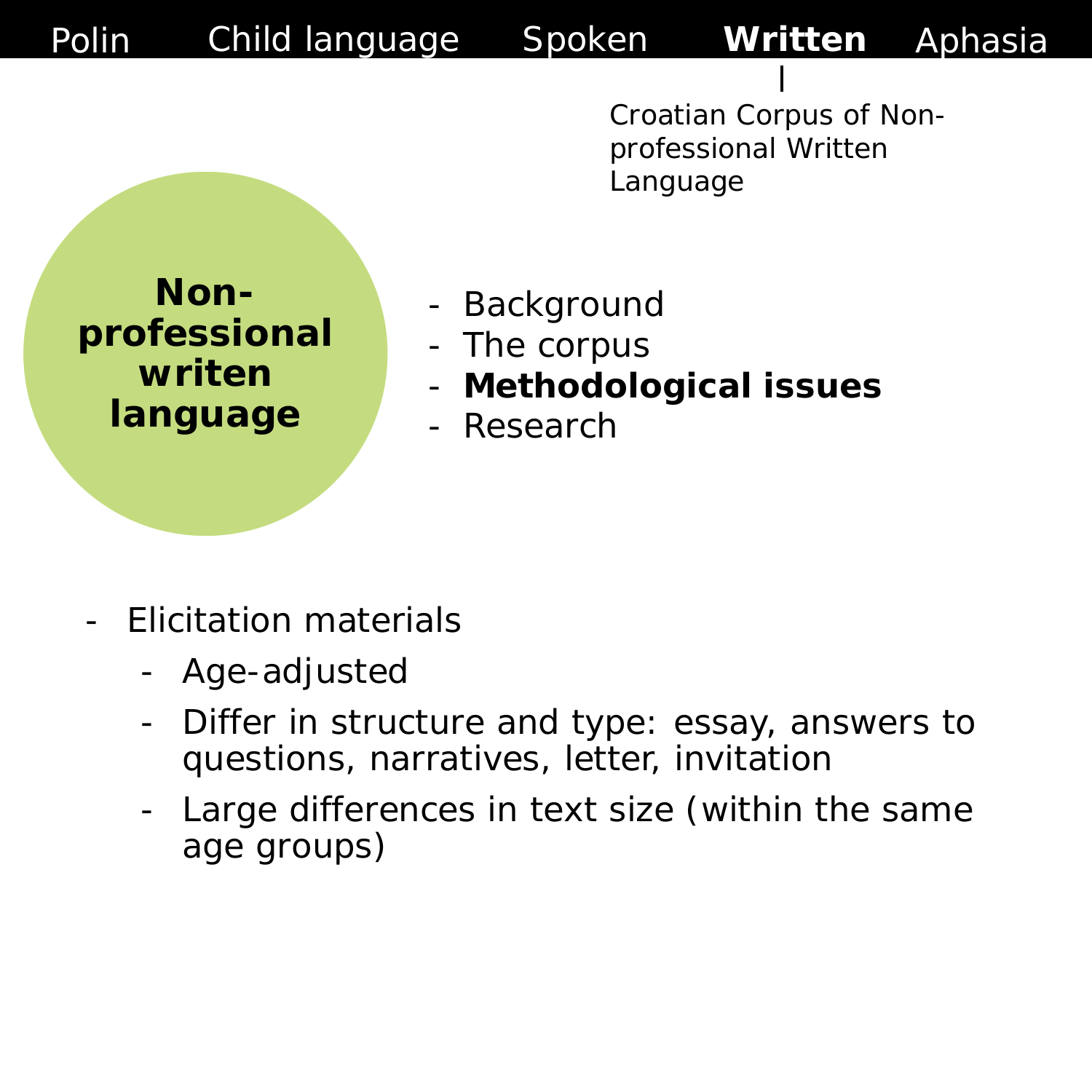Polin | Child language | Spoken | **Written** | Aphasia

Croatian Corpus of Non-professional Written Language

**Non-professional writen language**

- Background
- The corpus
- **Methodological issues**
- Research

- Elicitation materials
  - Age-adjusted
  - Differ in structure and type: essay, answers to questions, narratives, letter, invitation
  - Large differences in text size (within the same age groups)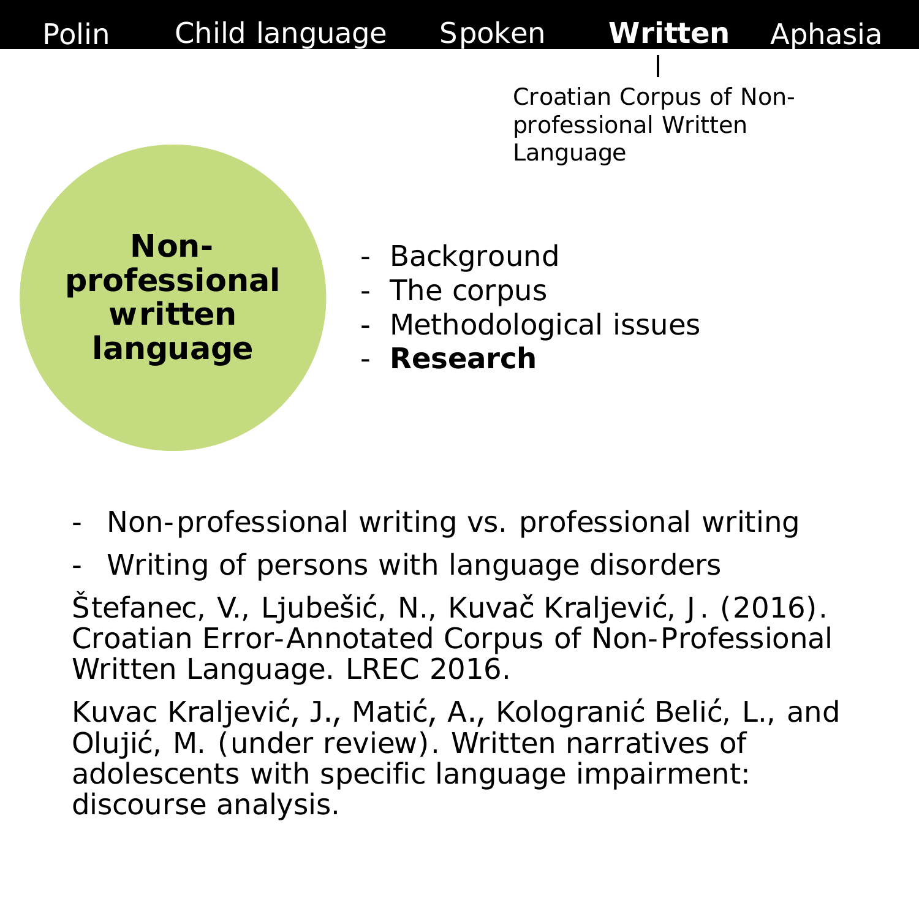Polin | Child language | Spoken | **Written** | Aphasia

Croatian Corpus of Non-professional Written Language

# Non-professional written language

- Background
- The corpus
- Methodological issues
- **Research**

- Non-professional writing vs. professional writing
- Writing of persons with language disorders

Štefanec, V., Ljubešić, N., Kuvač Kraljević, J. (2016). Croatian Error-Annotated Corpus of Non-Professional Written Language. LREC 2016.

Kuvac Kraljević, J., Matić, A., Kologranić Belić, L., and Olujić, M. (under review). Written narratives of adolescents with specific language impairment: discourse analysis.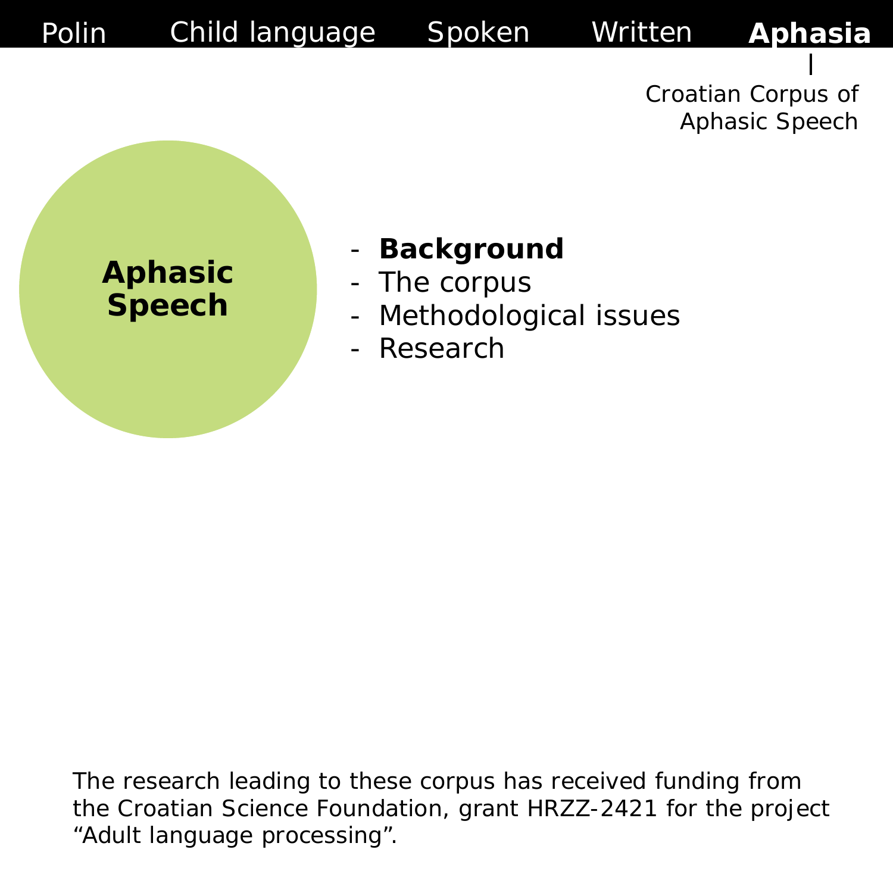Polin | Child language | Spoken | Written | **Aphasia**

Croatian Corpus of Aphasic Speech

# Aphasic Speech

- **Background**
- The corpus
- Methodological issues
- Research

The research leading to these corpus has received funding from the Croatian Science Foundation, grant HRZZ-2421 for the project “Adult language processing”.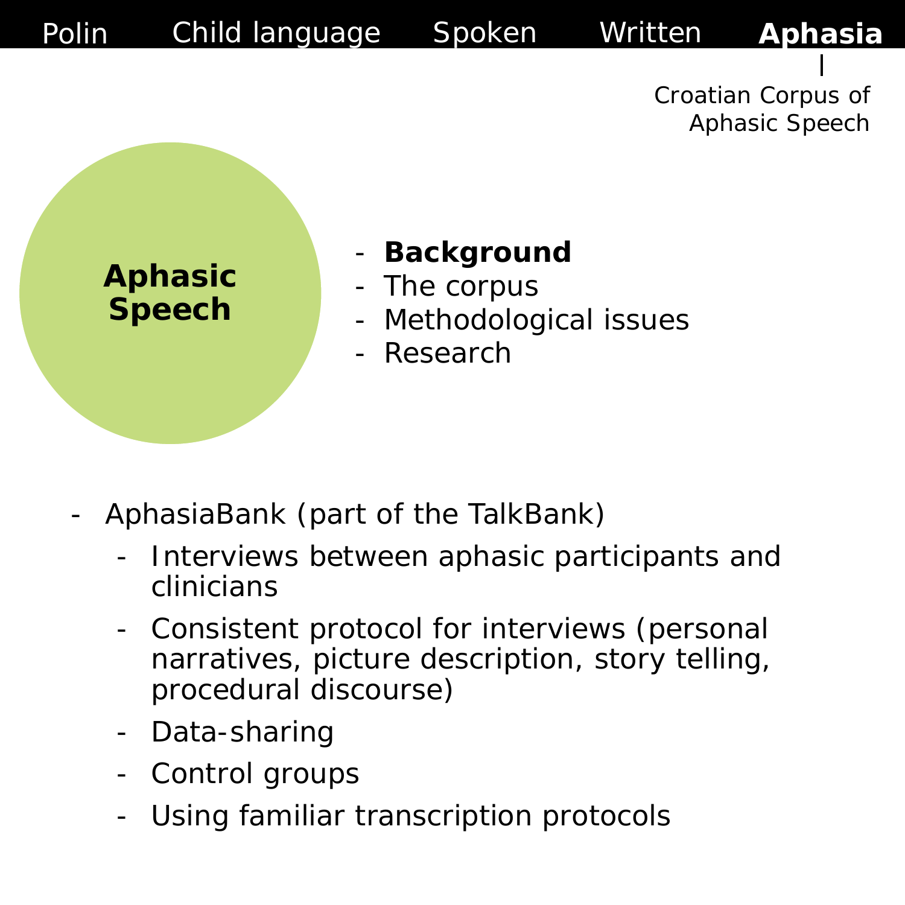Polin | Child language | Spoken | Written | **Aphasia**

Croatian Corpus of Aphasic Speech

## Aphasic Speech

- **Background**
- The corpus
- Methodological issues
- Research

- AphasiaBank (part of the TalkBank)
  - Interviews between aphasic participants and clinicians
  - Consistent protocol for interviews (personal narratives, picture description, story telling, procedural discourse)
  - Data-sharing
  - Control groups
  - Using familiar transcription protocols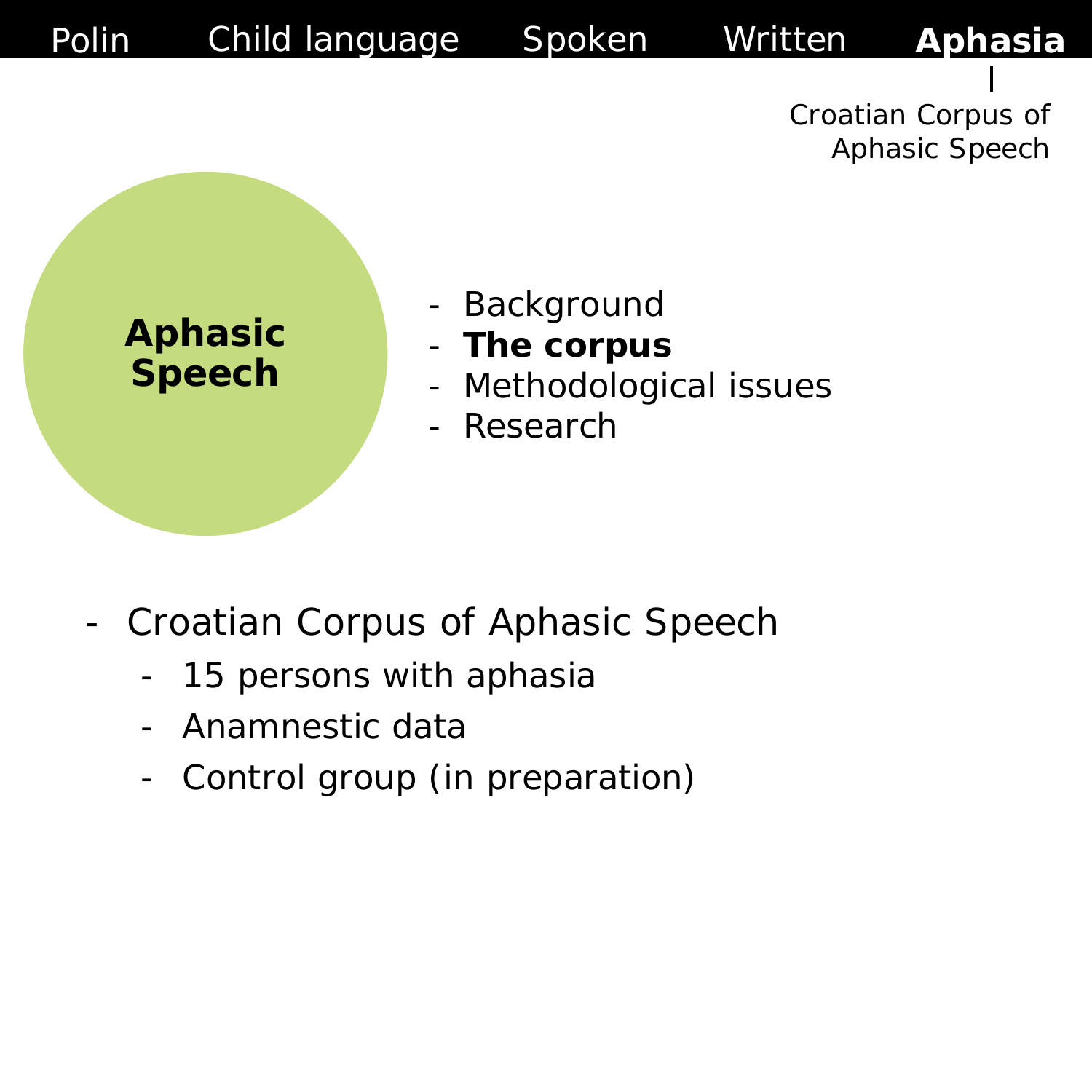Polin | Child language | Spoken | Written | **Aphasia**

Croatian Corpus of Aphasic Speech

**Aphasic Speech**

- Background
- **The corpus**
- Methodological issues
- Research

- Croatian Corpus of Aphasic Speech
  - 15 persons with aphasia
  - Anamnestic data
  - Control group (in preparation)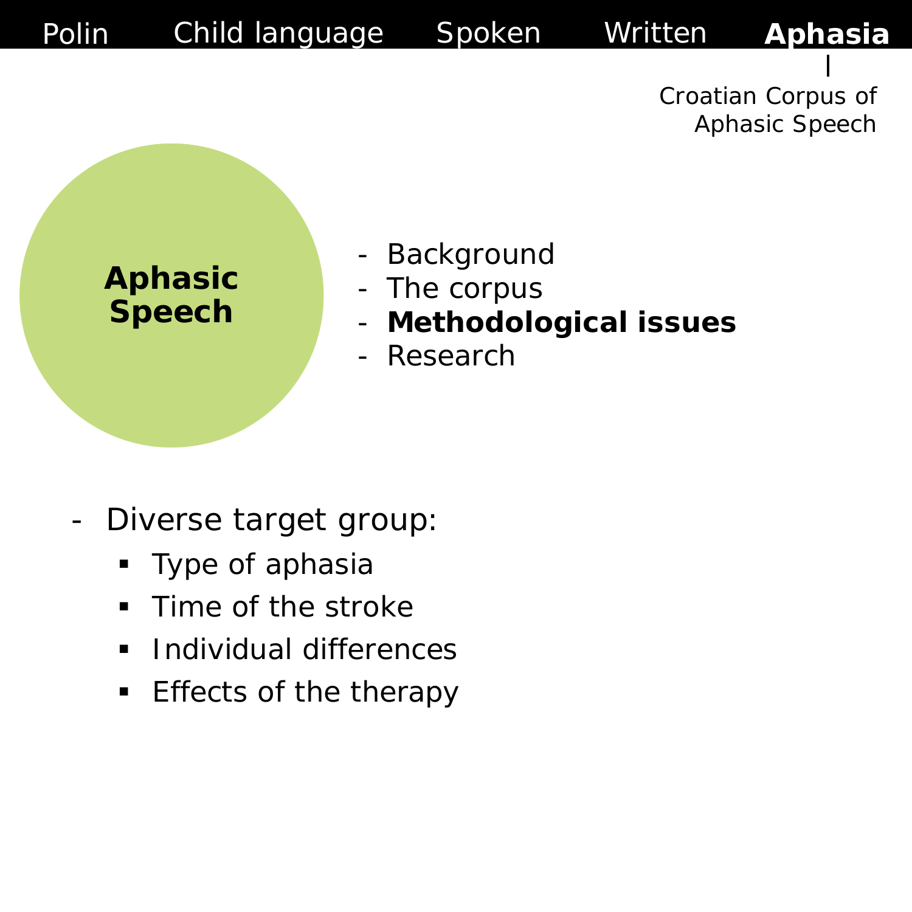Polin | Child language | Spoken | Written | **Aphasia**

Croatian Corpus of Aphasic Speech

**Aphasic Speech**

- Background
- The corpus
- **Methodological issues**
- Research

- Diverse target group:
  - Type of aphasia
  - Time of the stroke
  - Individual differences
  - Effects of the therapy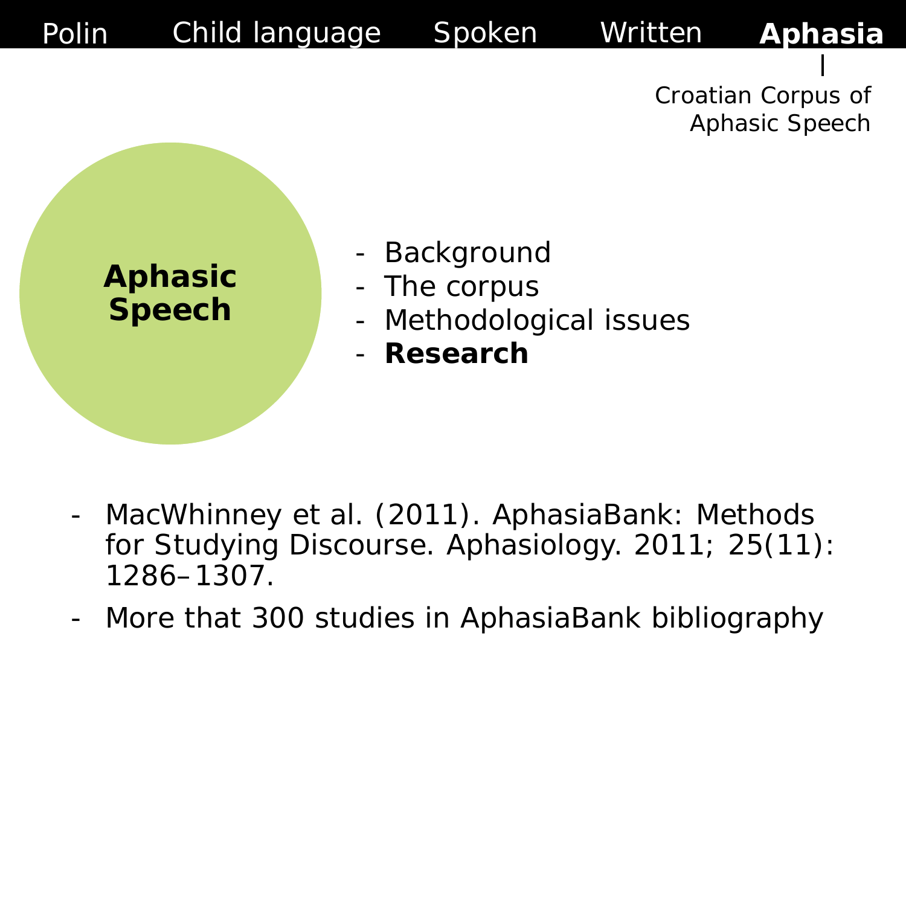Polin | Child language | Spoken | Written | **Aphasia**

Croatian Corpus of Aphasic Speech

**Aphasic Speech**

- Background
- The corpus
- Methodological issues
- **Research**

- MacWhinney et al. (2011). AphasiaBank: Methods for Studying Discourse. Aphasiology. 2011; 25(11): 1286–1307.
- More that 300 studies in AphasiaBank bibliography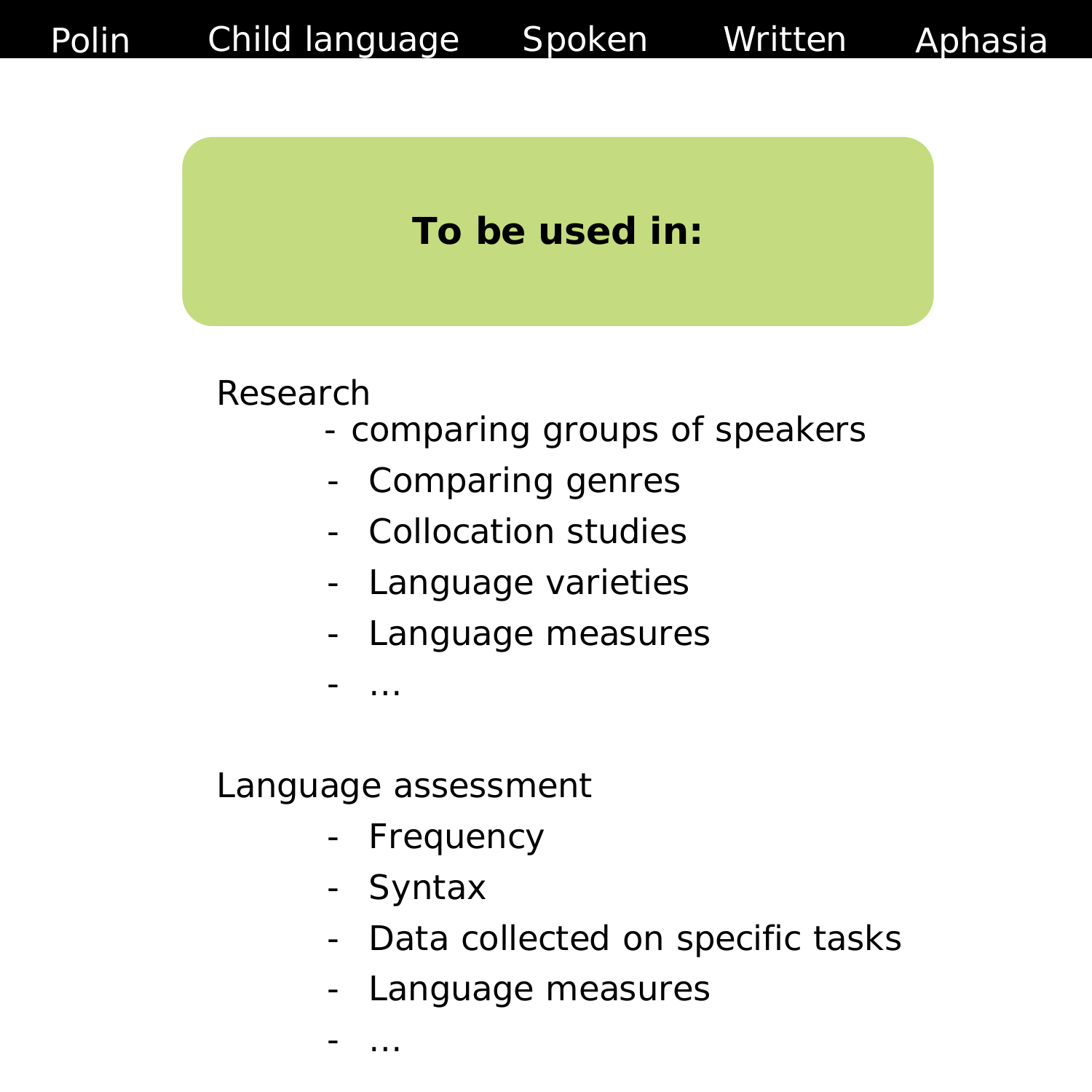Polin | Child language | Spoken | Written | Aphasia

## To be used in:

Research

- comparing groups of speakers
- Comparing genres
- Collocation studies
- Language varieties
- Language measures
- ...

Language assessment

- Frequency
- Syntax
- Data collected on specific tasks
- Language measures
- ...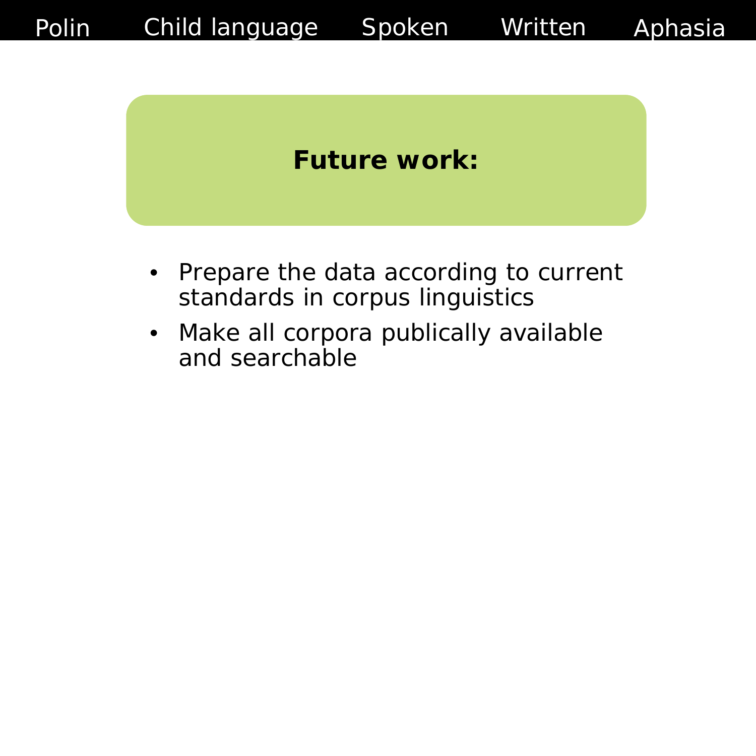Polin Child language Spoken Written Aphasia

## Future work:

- Prepare the data according to current standards in corpus linguistics
- Make all corpora publically available and searchable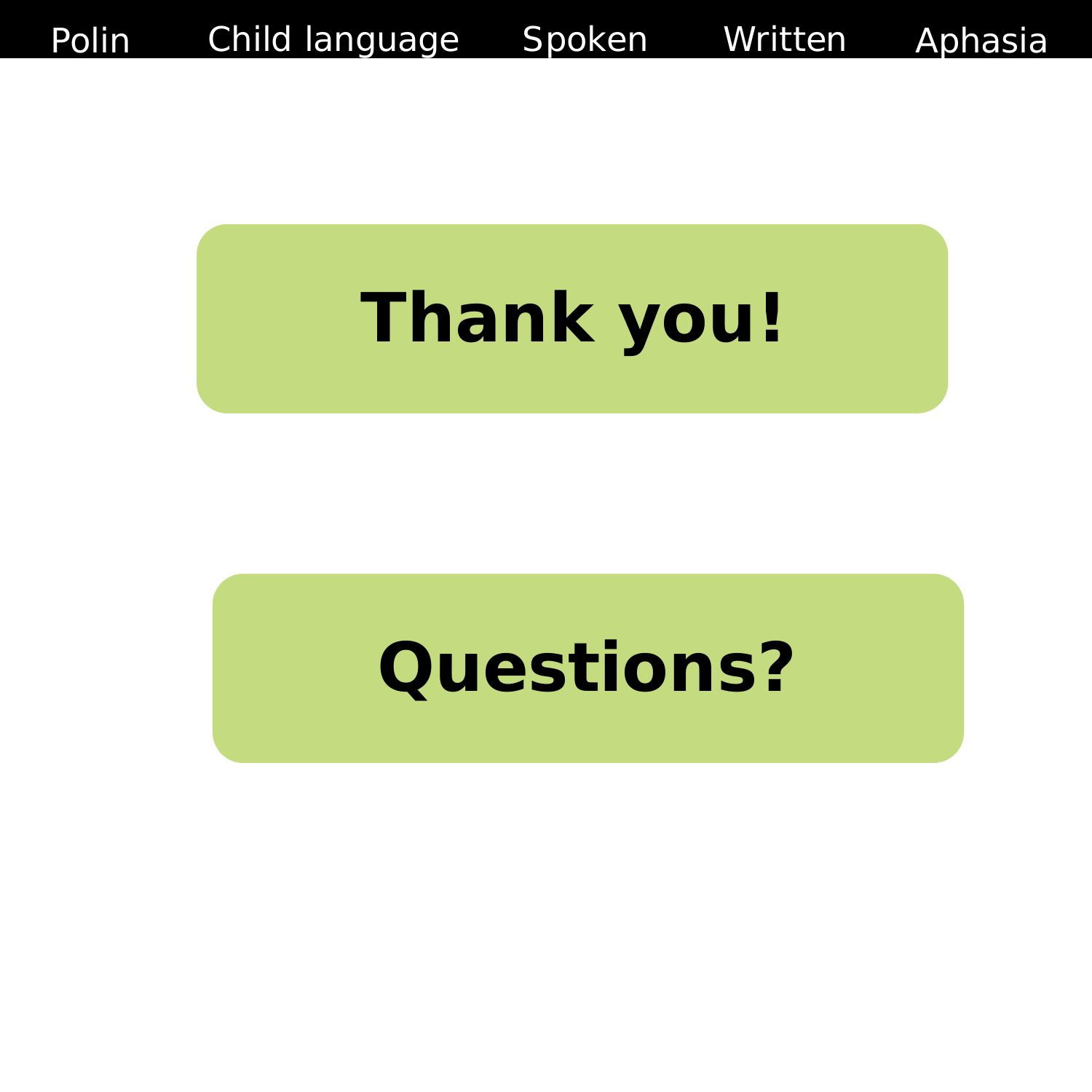Polin Child language Spoken Written Aphasia

# Thank you!

# Questions?